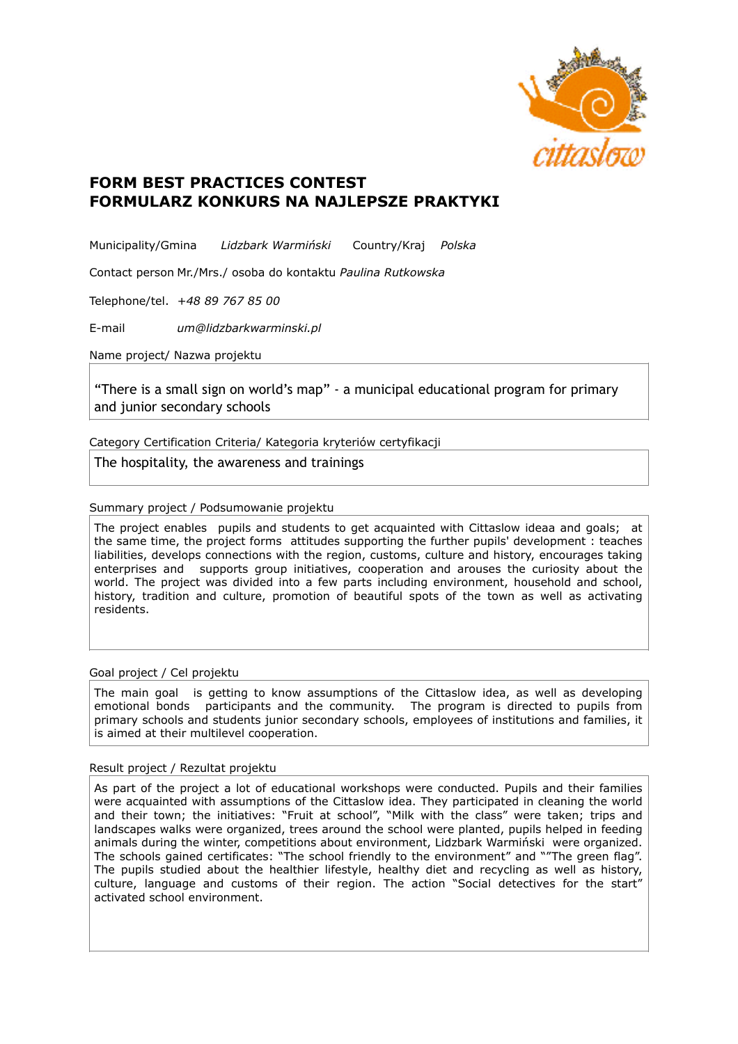# FORM BEST PRACTICES CONTEST
# FORMULARZ KONKURS NA NAJLEPSZE PRAKTYKI

Municipality/Gmina *Lidzbark Warmiński* Country/Kraj *Polska*

Contact person Mr./Mrs./ osoba do kontaktu *Paulina Rutkowska*

Telephone/tel. *+48 89 767 85 00*

E-mail *um@lidzbarkwarminski.pl*

Name project/ Nazwa projektu

"There is a small sign on world's map" - a municipal educational program for primary and junior secondary schools

Category Certification Criteria/ Kategoria kryteriów certyfikacji

The hospitality, the awareness and trainings

Summary project / Podsumowanie projektu

The project enables pupils and students to get acquainted with Cittaslow ideaa and goals; at the same time, the project forms attitudes supporting the further pupils' development : teaches liabilities, develops connections with the region, customs, culture and history, encourages taking enterprises and supports group initiatives, cooperation and arouses the curiosity about the world. The project was divided into a few parts including environment, household and school, history, tradition and culture, promotion of beautiful spots of the town as well as activating residents.

Goal project / Cel projektu

The main goal is getting to know assumptions of the Cittaslow idea, as well as developing emotional bonds participants and the community. The program is directed to pupils from primary schools and students junior secondary schools, employees of institutions and families, it is aimed at their multilevel cooperation.

Result project / Rezultat projektu

As part of the project a lot of educational workshops were conducted. Pupils and their families were acquainted with assumptions of the Cittaslow idea. They participated in cleaning the world and their town; the initiatives: "Fruit at school", "Milk with the class" were taken; trips and landscapes walks were organized, trees around the school were planted, pupils helped in feeding animals during the winter, competitions about environment, Lidzbark Warmiński were organized. The schools gained certificates: "The school friendly to the environment" and ""The green flag". The pupils studied about the healthier lifestyle, healthy diet and recycling as well as history, culture, language and customs of their region. The action "Social detectives for the start" activated school environment.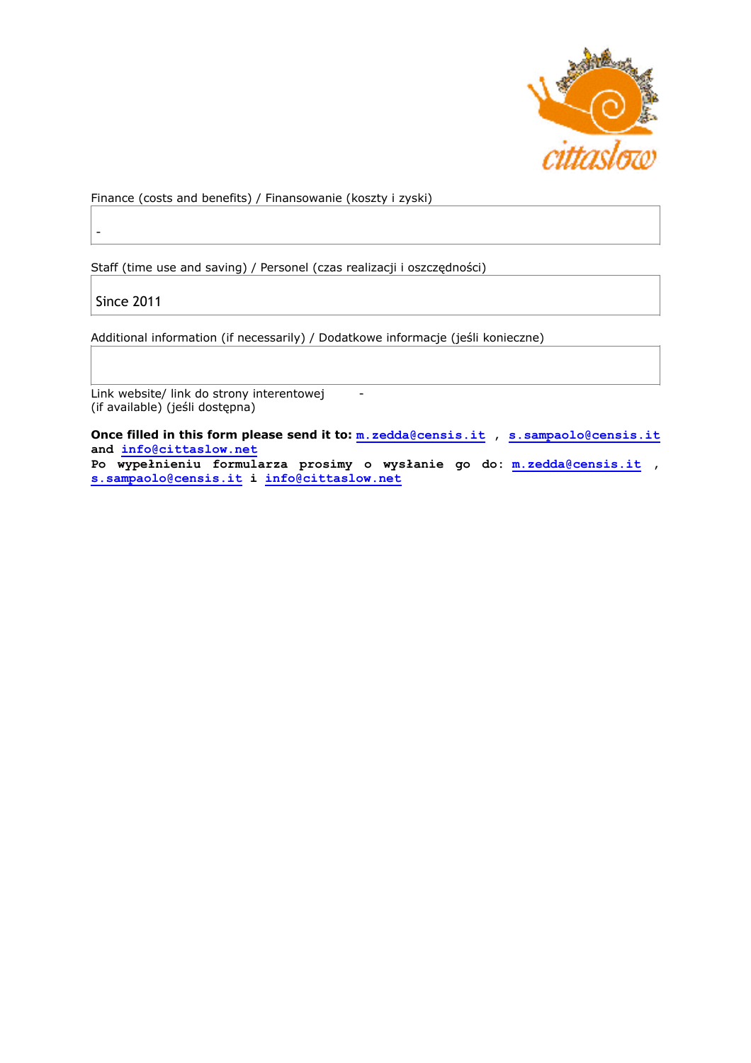Finance (costs and benefits) / Finansowanie (koszty i zyski)

-

Staff (time use and saving) / Personel (czas realizacji i oszczędności)

Since 2011

Additional information (if necessarily) / Dodatkowe informacje (jeśli konieczne)

Link website/ link do strony interentowej -
(if available) (jeśli dostępna)

**Once filled in this form please send it to:** m.zedda@censis.it , s.sampaolo@censis.it **and** info@cittaslow.net
**Po wypełnieniu formularza prosimy o wysłanie go do:** m.zedda@censis.it , s.sampaolo@censis.it **i** info@cittaslow.net